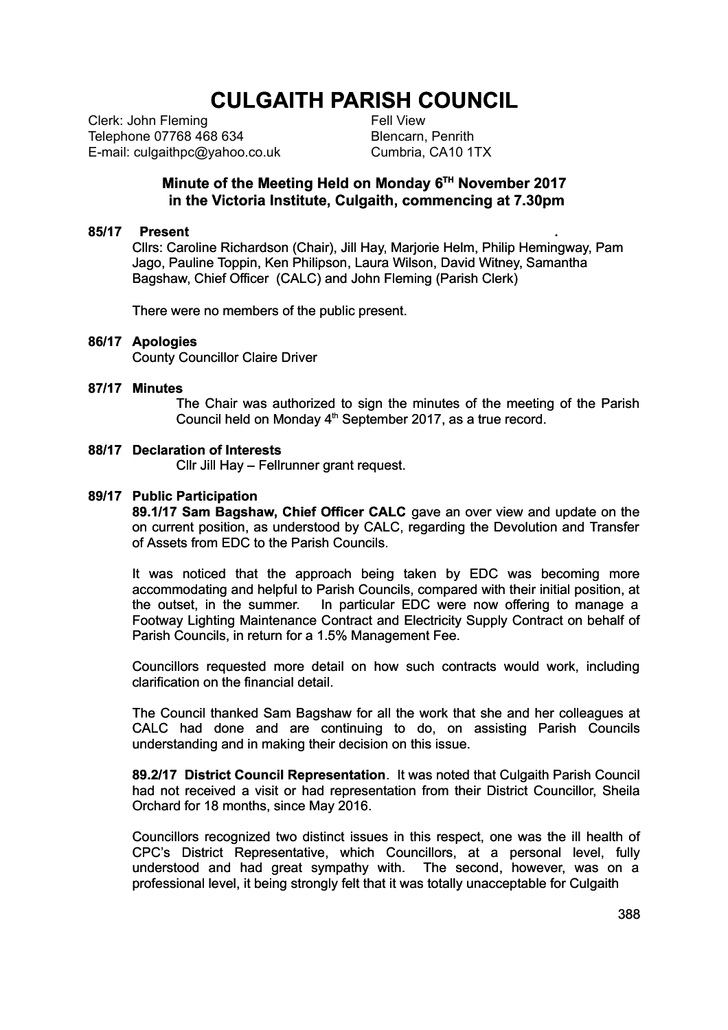# CULGAITH PARISH COUNCIL

Clerk: John Fleming
Telephone 07768 468 634
E-mail: culgaithpc@yahoo.co.uk

Fell View
Blencarn, Penrith
Cumbria, CA10 1TX

## Minute of the Meeting Held on Monday 6TH November 2017 in the Victoria Institute, Culgaith, commencing at 7.30pm

**85/17 Present**

Cllrs: Caroline Richardson (Chair), Jill Hay, Marjorie Helm, Philip Hemingway, Pam Jago, Pauline Toppin, Ken Philipson, Laura Wilson, David Witney, Samantha Bagshaw, Chief Officer (CALC) and John Fleming (Parish Clerk)

There were no members of the public present.

**86/17 Apologies**

County Councillor Claire Driver

**87/17 Minutes**

The Chair was authorized to sign the minutes of the meeting of the Parish Council held on Monday 4th September 2017, as a true record.

**88/17 Declaration of Interests**

Cllr Jill Hay – Fellrunner grant request.

**89/17 Public Participation**

**89.1/17 Sam Bagshaw, Chief Officer CALC** gave an over view and update on the on current position, as understood by CALC, regarding the Devolution and Transfer of Assets from EDC to the Parish Councils.

It was noticed that the approach being taken by EDC was becoming more accommodating and helpful to Parish Councils, compared with their initial position, at the outset, in the summer. In particular EDC were now offering to manage a Footway Lighting Maintenance Contract and Electricity Supply Contract on behalf of Parish Councils, in return for a 1.5% Management Fee.

Councillors requested more detail on how such contracts would work, including clarification on the financial detail.

The Council thanked Sam Bagshaw for all the work that she and her colleagues at CALC had done and are continuing to do, on assisting Parish Councils understanding and in making their decision on this issue.

**89.2/17 District Council Representation**. It was noted that Culgaith Parish Council had not received a visit or had representation from their District Councillor, Sheila Orchard for 18 months, since May 2016.

Councillors recognized two distinct issues in this respect, one was the ill health of CPC's District Representative, which Councillors, at a personal level, fully understood and had great sympathy with. The second, however, was on a professional level, it being strongly felt that it was totally unacceptable for Culgaith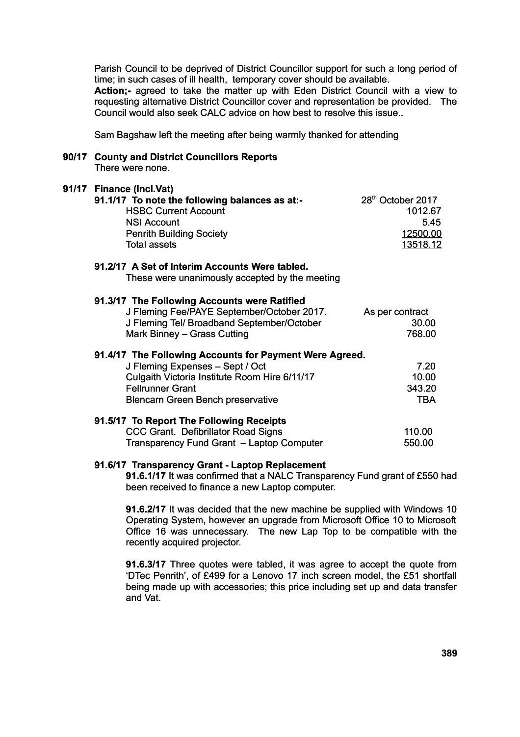Parish Council to be deprived of District Councillor support for such a long period of time; in such cases of ill health, temporary cover should be available.
**Action;-** agreed to take the matter up with Eden District Council with a view to requesting alternative District Councillor cover and representation be provided. The Council would also seek CALC advice on how best to resolve this issue..

Sam Bagshaw left the meeting after being warmly thanked for attending

**90/17 County and District Councillors Reports**
There were none.

**91/17 Finance (Incl.Vat)**

**91.1/17 To note the following balances as at:-** 28th October 2017

| | |
|---|---|
| HSBC Current Account | 1012.67 |
| NSI Account | 5.45 |
| Penrith Building Society | 12500.00 |
| Total assets | 13518.12 |

**91.2/17 A Set of Interim Accounts Were tabled.**
These were unanimously accepted by the meeting

**91.3/17 The Following Accounts were Ratified**

| | |
|---|---|
| J Fleming Fee/PAYE September/October 2017. | As per contract |
| J Fleming Tel/ Broadband September/October | 30.00 |
| Mark Binney – Grass Cutting | 768.00 |

**91.4/17 The Following Accounts for Payment Were Agreed.**

| | |
|---|---|
| J Fleming Expenses – Sept / Oct | 7.20 |
| Culgaith Victoria Institute Room Hire 6/11/17 | 10.00 |
| Fellrunner Grant | 343.20 |
| Blencarn Green Bench preservative | TBA |

**91.5/17 To Report The Following Receipts**

| | |
|---|---|
| CCC Grant. Defibrillator Road Signs | 110.00 |
| Transparency Fund Grant – Laptop Computer | 550.00 |

**91.6/17 Transparency Grant - Laptop Replacement**

**91.6.1/17** It was confirmed that a NALC Transparency Fund grant of £550 had been received to finance a new Laptop computer.

**91.6.2/17** It was decided that the new machine be supplied with Windows 10 Operating System, however an upgrade from Microsoft Office 10 to Microsoft Office 16 was unnecessary. The new Lap Top to be compatible with the recently acquired projector.

**91.6.3/17** Three quotes were tabled, it was agree to accept the quote from 'DTec Penrith', of £499 for a Lenovo 17 inch screen model, the £51 shortfall being made up with accessories; this price including set up and data transfer and Vat.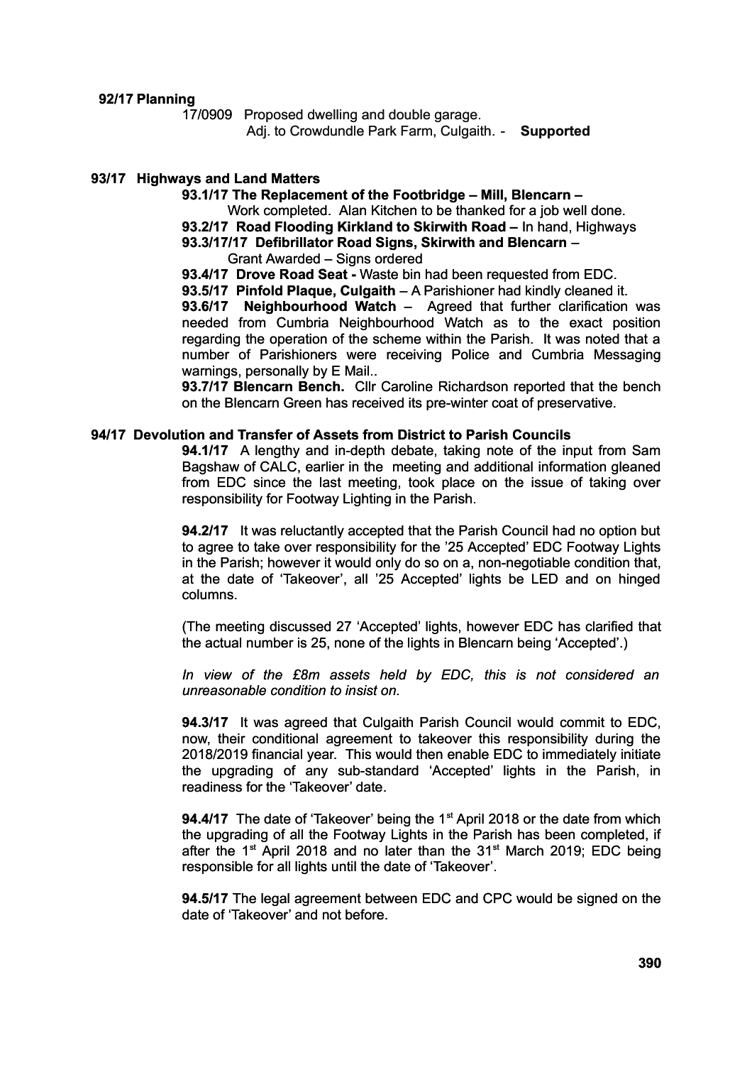**92/17 Planning**

17/0909 Proposed dwelling and double garage.
Adj. to Crowdundle Park Farm, Culgaith. - **Supported**

**93/17 Highways and Land Matters**

**93.1/17 The Replacement of the Footbridge – Mill, Blencarn –**
Work completed. Alan Kitchen to be thanked for a job well done.

**93.2/17 Road Flooding Kirkland to Skirwith Road –** In hand, Highways

**93.3/17/17 Defibrillator Road Signs, Skirwith and Blencarn** –
Grant Awarded – Signs ordered

**93.4/17 Drove Road Seat -** Waste bin had been requested from EDC.

**93.5/17 Pinfold Plaque, Culgaith** – A Parishioner had kindly cleaned it.

**93.6/17 Neighbourhood Watch** – Agreed that further clarification was needed from Cumbria Neighbourhood Watch as to the exact position regarding the operation of the scheme within the Parish. It was noted that a number of Parishioners were receiving Police and Cumbria Messaging warnings, personally by E Mail..

**93.7/17 Blencarn Bench.** Cllr Caroline Richardson reported that the bench on the Blencarn Green has received its pre-winter coat of preservative.

**94/17 Devolution and Transfer of Assets from District to Parish Councils**

**94.1/17** A lengthy and in-depth debate, taking note of the input from Sam Bagshaw of CALC, earlier in the meeting and additional information gleaned from EDC since the last meeting, took place on the issue of taking over responsibility for Footway Lighting in the Parish.

**94.2/17** It was reluctantly accepted that the Parish Council had no option but to agree to take over responsibility for the '25 Accepted' EDC Footway Lights in the Parish; however it would only do so on a, non-negotiable condition that, at the date of 'Takeover', all '25 Accepted' lights be LED and on hinged columns.

(The meeting discussed 27 'Accepted' lights, however EDC has clarified that the actual number is 25, none of the lights in Blencarn being 'Accepted'.)

*In view of the £8m assets held by EDC, this is not considered an unreasonable condition to insist on.*

**94.3/17** It was agreed that Culgaith Parish Council would commit to EDC, now, their conditional agreement to takeover this responsibility during the 2018/2019 financial year. This would then enable EDC to immediately initiate the upgrading of any sub-standard 'Accepted' lights in the Parish, in readiness for the 'Takeover' date.

**94.4/17** The date of 'Takeover' being the 1st April 2018 or the date from which the upgrading of all the Footway Lights in the Parish has been completed, if after the 1st April 2018 and no later than the 31st March 2019; EDC being responsible for all lights until the date of 'Takeover'.

**94.5/17** The legal agreement between EDC and CPC would be signed on the date of 'Takeover' and not before.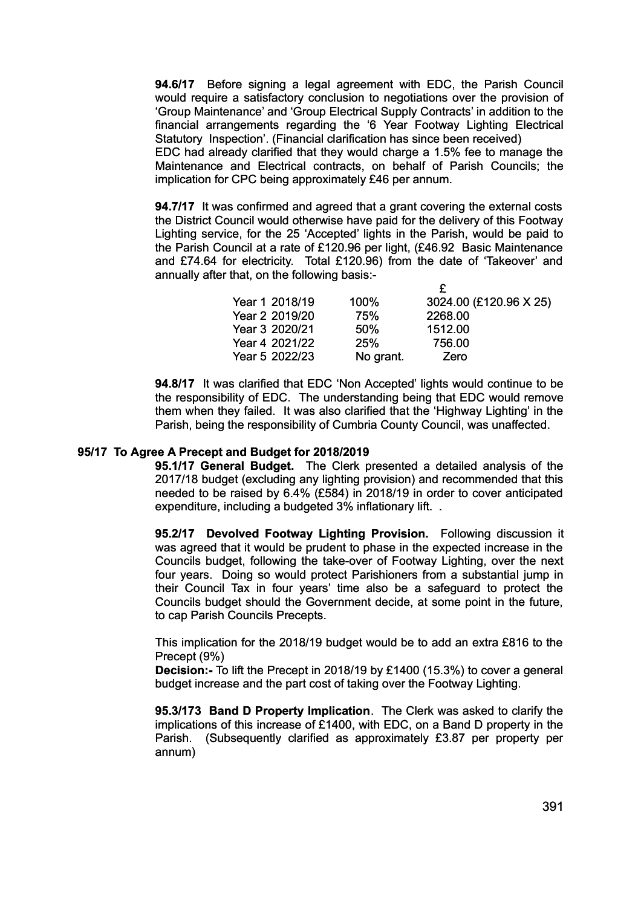**94.6/17** Before signing a legal agreement with EDC, the Parish Council would require a satisfactory conclusion to negotiations over the provision of 'Group Maintenance' and 'Group Electrical Supply Contracts' in addition to the financial arrangements regarding the '6 Year Footway Lighting Electrical Statutory Inspection'. (Financial clarification has since been received)
EDC had already clarified that they would charge a 1.5% fee to manage the Maintenance and Electrical contracts, on behalf of Parish Councils; the implication for CPC being approximately £46 per annum.

**94.7/17** It was confirmed and agreed that a grant covering the external costs the District Council would otherwise have paid for the delivery of this Footway Lighting service, for the 25 'Accepted' lights in the Parish, would be paid to the Parish Council at a rate of £120.96 per light, (£46.92 Basic Maintenance and £74.64 for electricity. Total £120.96) from the date of 'Takeover' and annually after that, on the following basis:-

| | | £ |
|---|---|---|
| Year 1 2018/19 | 100% | 3024.00 (£120.96 X 25) |
| Year 2 2019/20 | 75% | 2268.00 |
| Year 3 2020/21 | 50% | 1512.00 |
| Year 4 2021/22 | 25% | 756.00 |
| Year 5 2022/23 | No grant. | Zero |

**94.8/17** It was clarified that EDC 'Non Accepted' lights would continue to be the responsibility of EDC. The understanding being that EDC would remove them when they failed. It was also clarified that the 'Highway Lighting' in the Parish, being the responsibility of Cumbria County Council, was unaffected.

**95/17 To Agree A Precept and Budget for 2018/2019**

**95.1/17 General Budget.** The Clerk presented a detailed analysis of the 2017/18 budget (excluding any lighting provision) and recommended that this needed to be raised by 6.4% (£584) in 2018/19 in order to cover anticipated expenditure, including a budgeted 3% inflationary lift. .

**95.2/17 Devolved Footway Lighting Provision.** Following discussion it was agreed that it would be prudent to phase in the expected increase in the Councils budget, following the take-over of Footway Lighting, over the next four years. Doing so would protect Parishioners from a substantial jump in their Council Tax in four years' time also be a safeguard to protect the Councils budget should the Government decide, at some point in the future, to cap Parish Councils Precepts.

This implication for the 2018/19 budget would be to add an extra £816 to the Precept (9%)

**Decision:-** To lift the Precept in 2018/19 by £1400 (15.3%) to cover a general budget increase and the part cost of taking over the Footway Lighting.

**95.3/173 Band D Property Implication**. The Clerk was asked to clarify the implications of this increase of £1400, with EDC, on a Band D property in the Parish. (Subsequently clarified as approximately £3.87 per property per annum)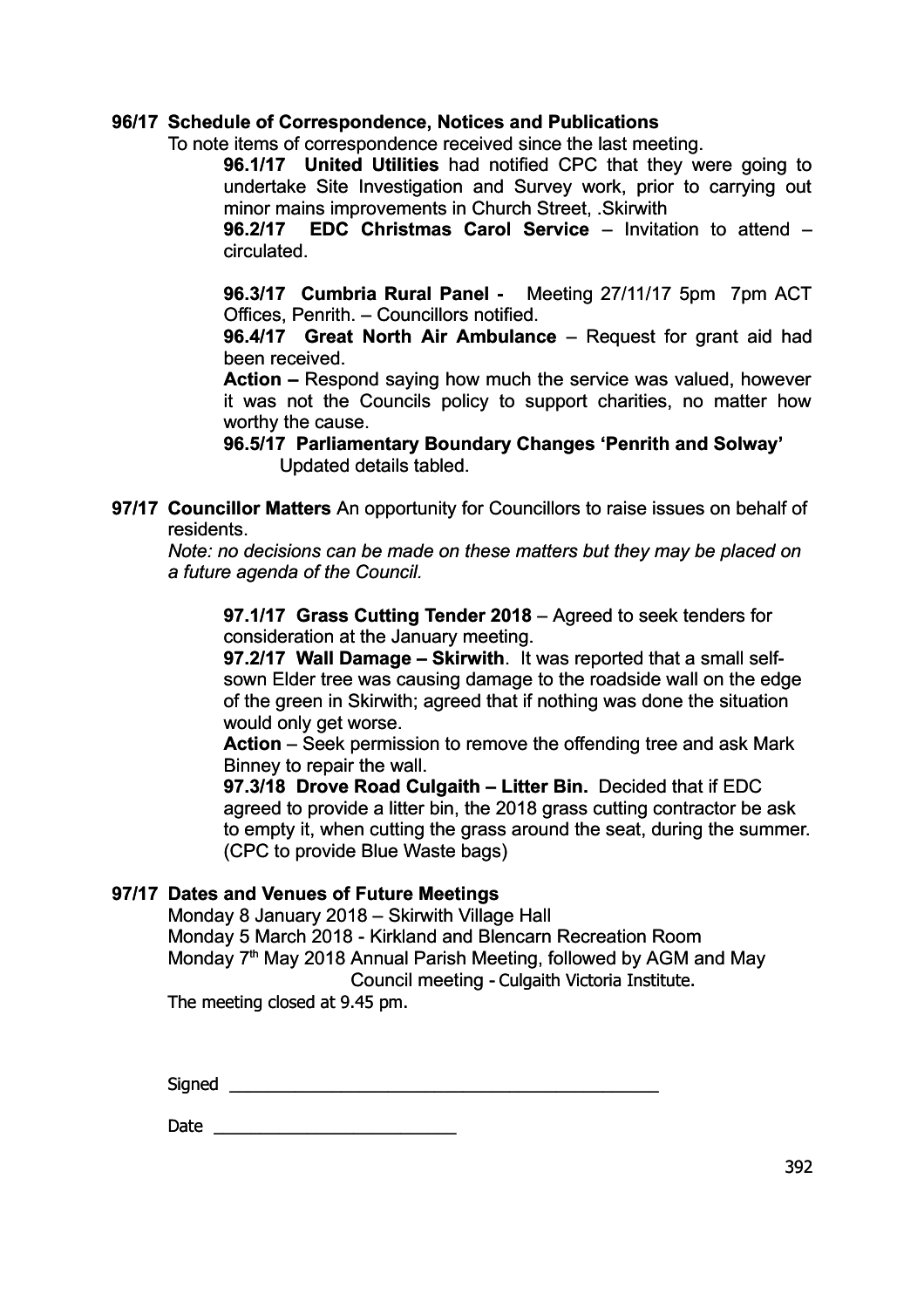**96/17 Schedule of Correspondence, Notices and Publications**

To note items of correspondence received since the last meeting.

**96.1/17 United Utilities** had notified CPC that they were going to undertake Site Investigation and Survey work, prior to carrying out minor mains improvements in Church Street, .Skirwith

**96.2/17 EDC Christmas Carol Service** – Invitation to attend – circulated.

**96.3/17 Cumbria Rural Panel -** Meeting 27/11/17 5pm 7pm ACT Offices, Penrith. – Councillors notified.

**96.4/17 Great North Air Ambulance** – Request for grant aid had been received.

**Action –** Respond saying how much the service was valued, however it was not the Councils policy to support charities, no matter how worthy the cause.

**96.5/17 Parliamentary Boundary Changes 'Penrith and Solway'**
Updated details tabled.

**97/17 Councillor Matters** An opportunity for Councillors to raise issues on behalf of residents.

*Note: no decisions can be made on these matters but they may be placed on a future agenda of the Council.*

**97.1/17 Grass Cutting Tender 2018** – Agreed to seek tenders for consideration at the January meeting.

**97.2/17 Wall Damage – Skirwith**. It was reported that a small self-sown Elder tree was causing damage to the roadside wall on the edge of the green in Skirwith; agreed that if nothing was done the situation would only get worse.

**Action** – Seek permission to remove the offending tree and ask Mark Binney to repair the wall.

**97.3/18 Drove Road Culgaith – Litter Bin.** Decided that if EDC agreed to provide a litter bin, the 2018 grass cutting contractor be ask to empty it, when cutting the grass around the seat, during the summer. (CPC to provide Blue Waste bags)

**97/17 Dates and Venues of Future Meetings**

Monday 8 January 2018 – Skirwith Village Hall
Monday 5 March 2018 - Kirkland and Blencarn Recreation Room
Monday 7th May 2018 Annual Parish Meeting, followed by AGM and May Council meeting - Culgaith Victoria Institute.

The meeting closed at 9.45 pm.

Signed \_\_\_\_\_\_\_\_\_\_\_\_\_\_\_\_\_\_\_\_\_\_\_\_\_\_\_\_\_\_\_\_\_\_\_\_\_\_\_\_

Date \_\_\_\_\_\_\_\_\_\_\_\_\_\_\_\_\_\_\_\_\_\_\_